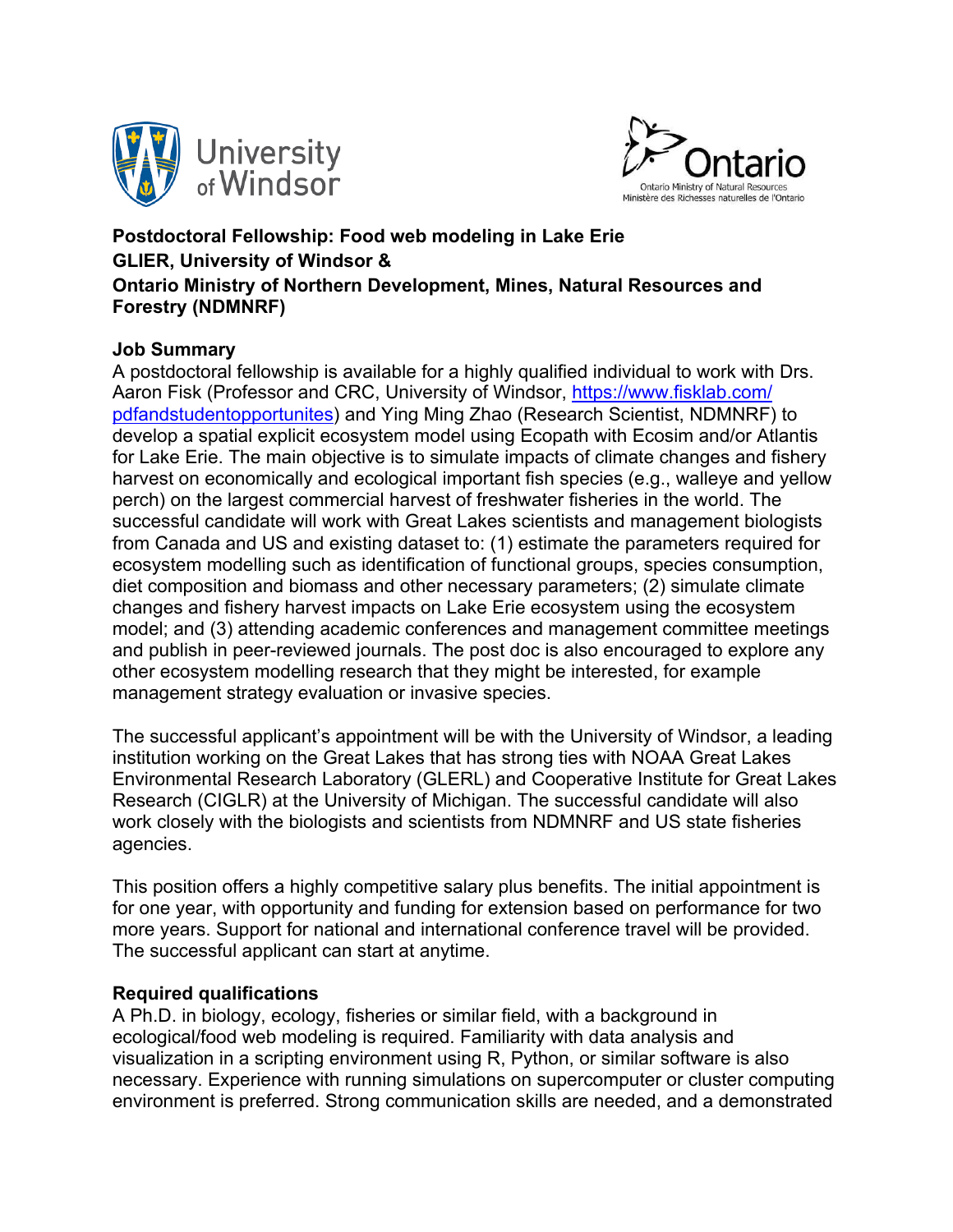**Postdoctoral Fellowship: Food web modeling in Lake Erie**
**GLIER, University of Windsor &**
**Ontario Ministry of Northern Development, Mines, Natural Resources and Forestry (NDMNRF)**

**Job Summary**

A postdoctoral fellowship is available for a highly qualified individual to work with Drs. Aaron Fisk (Professor and CRC, University of Windsor, https://www.fisklab.com/pdfandstudentopportunites) and Ying Ming Zhao (Research Scientist, NDMNRF) to develop a spatial explicit ecosystem model using Ecopath with Ecosim and/or Atlantis for Lake Erie. The main objective is to simulate impacts of climate changes and fishery harvest on economically and ecological important fish species (e.g., walleye and yellow perch) on the largest commercial harvest of freshwater fisheries in the world. The successful candidate will work with Great Lakes scientists and management biologists from Canada and US and existing dataset to: (1) estimate the parameters required for ecosystem modelling such as identification of functional groups, species consumption, diet composition and biomass and other necessary parameters; (2) simulate climate changes and fishery harvest impacts on Lake Erie ecosystem using the ecosystem model; and (3) attending academic conferences and management committee meetings and publish in peer-reviewed journals. The post doc is also encouraged to explore any other ecosystem modelling research that they might be interested, for example management strategy evaluation or invasive species.

The successful applicant's appointment will be with the University of Windsor, a leading institution working on the Great Lakes that has strong ties with NOAA Great Lakes Environmental Research Laboratory (GLERL) and Cooperative Institute for Great Lakes Research (CIGLR) at the University of Michigan. The successful candidate will also work closely with the biologists and scientists from NDMNRF and US state fisheries agencies.

This position offers a highly competitive salary plus benefits. The initial appointment is for one year, with opportunity and funding for extension based on performance for two more years. Support for national and international conference travel will be provided. The successful applicant can start at anytime.

**Required qualifications**

A Ph.D. in biology, ecology, fisheries or similar field, with a background in ecological/food web modeling is required. Familiarity with data analysis and visualization in a scripting environment using R, Python, or similar software is also necessary. Experience with running simulations on supercomputer or cluster computing environment is preferred. Strong communication skills are needed, and a demonstrated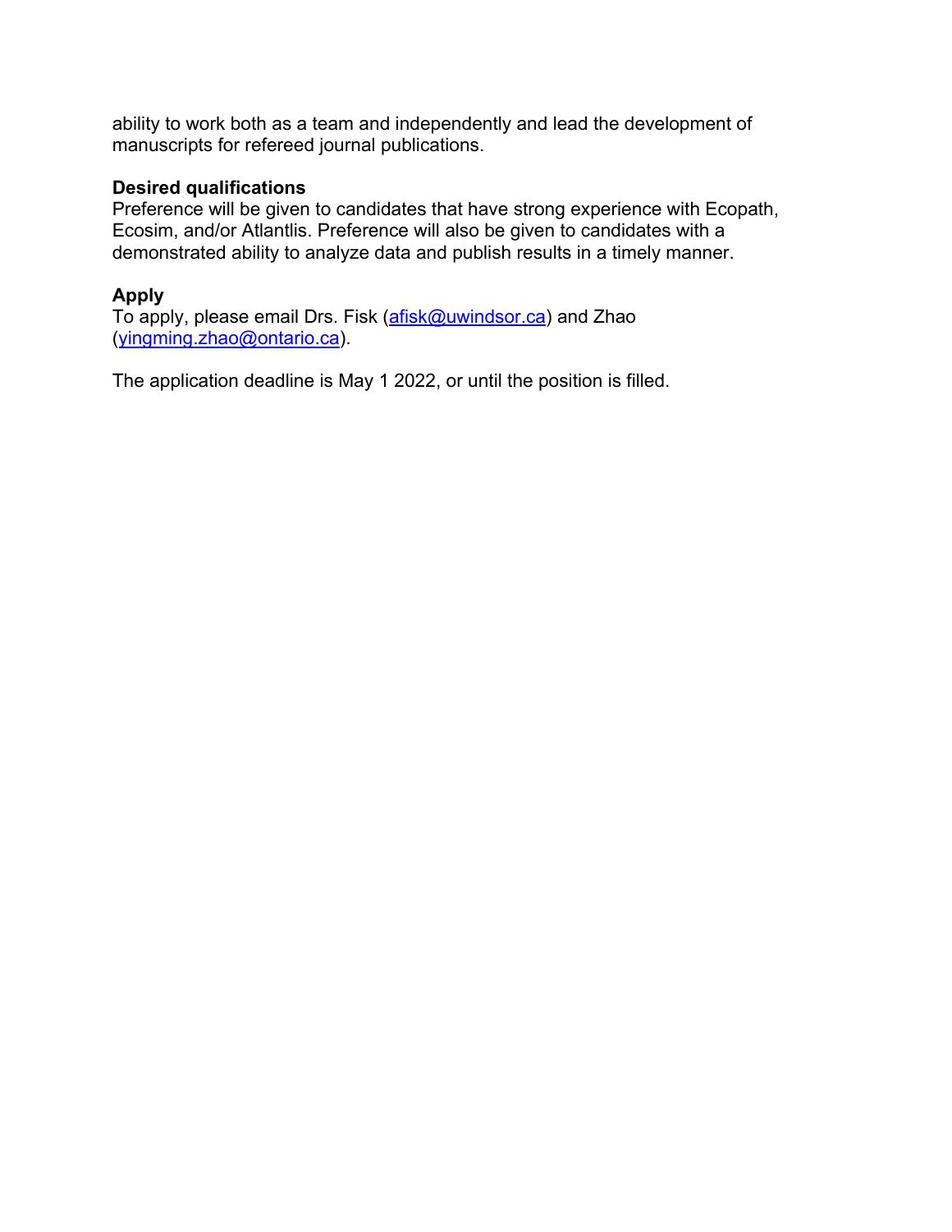ability to work both as a team and independently and lead the development of manuscripts for refereed journal publications.

**Desired qualifications**

Preference will be given to candidates that have strong experience with Ecopath, Ecosim, and/or Atlantlis. Preference will also be given to candidates with a demonstrated ability to analyze data and publish results in a timely manner.

**Apply**

To apply, please email Drs. Fisk (afisk@uwindsor.ca) and Zhao (yingming.zhao@ontario.ca).

The application deadline is May 1 2022, or until the position is filled.